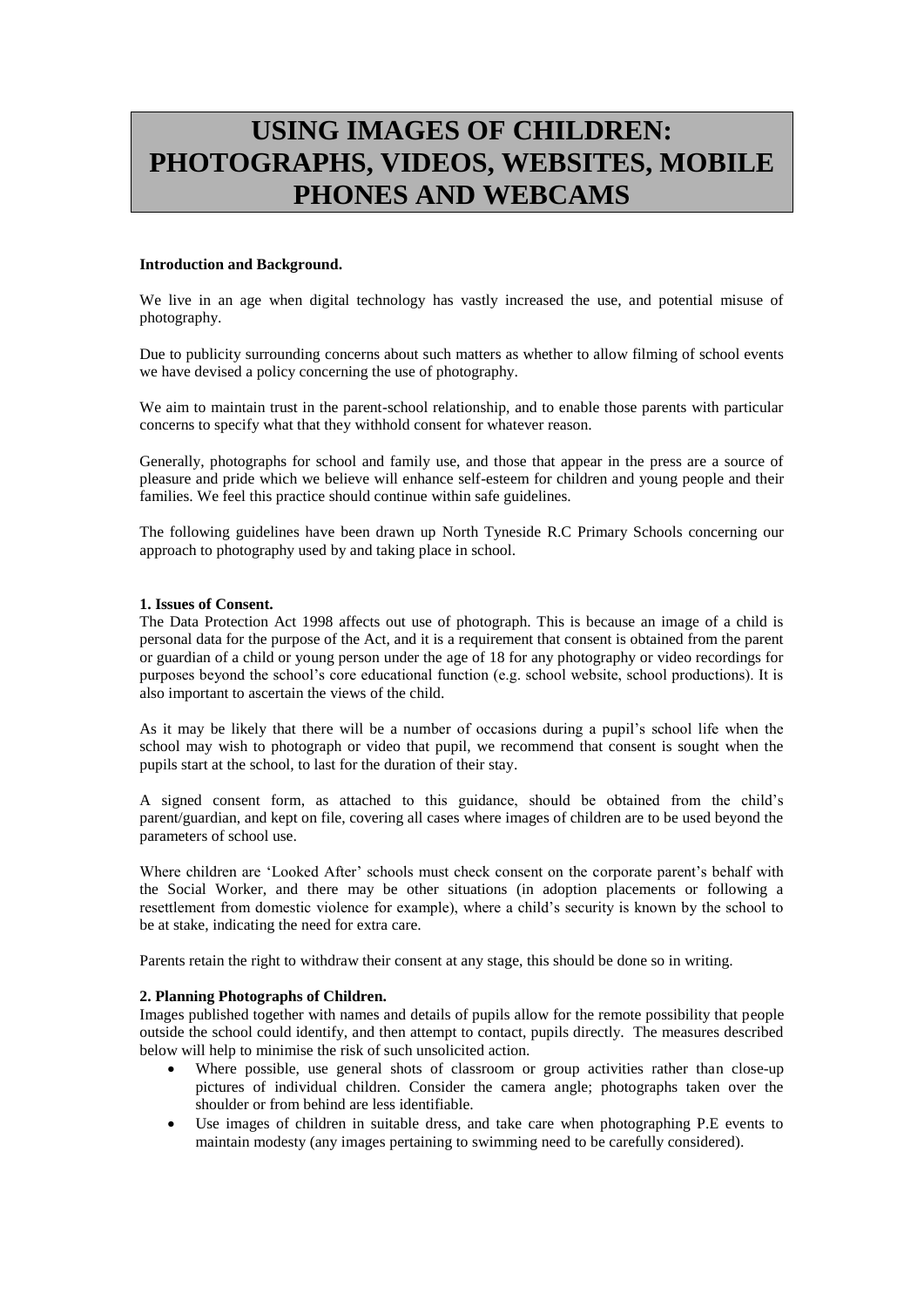# USING IMAGES OF CHILDREN: PHOTOGRAPHS, VIDEOS, WEBSITES, MOBILE PHONES AND WEBCAMS

**Introduction and Background.**

We live in an age when digital technology has vastly increased the use, and potential misuse of photography.

Due to publicity surrounding concerns about such matters as whether to allow filming of school events we have devised a policy concerning the use of photography.

We aim to maintain trust in the parent-school relationship, and to enable those parents with particular concerns to specify what that they withhold consent for whatever reason.

Generally, photographs for school and family use, and those that appear in the press are a source of pleasure and pride which we believe will enhance self-esteem for children and young people and their families. We feel this practice should continue within safe guidelines.

The following guidelines have been drawn up North Tyneside R.C Primary Schools concerning our approach to photography used by and taking place in school.

**1. Issues of Consent.**

The Data Protection Act 1998 affects out use of photograph. This is because an image of a child is personal data for the purpose of the Act, and it is a requirement that consent is obtained from the parent or guardian of a child or young person under the age of 18 for any photography or video recordings for purposes beyond the school's core educational function (e.g. school website, school productions). It is also important to ascertain the views of the child.

As it may be likely that there will be a number of occasions during a pupil's school life when the school may wish to photograph or video that pupil, we recommend that consent is sought when the pupils start at the school, to last for the duration of their stay.

A signed consent form, as attached to this guidance, should be obtained from the child's parent/guardian, and kept on file, covering all cases where images of children are to be used beyond the parameters of school use.

Where children are 'Looked After' schools must check consent on the corporate parent's behalf with the Social Worker, and there may be other situations (in adoption placements or following a resettlement from domestic violence for example), where a child's security is known by the school to be at stake, indicating the need for extra care.

Parents retain the right to withdraw their consent at any stage, this should be done so in writing.

**2. Planning Photographs of Children.**

Images published together with names and details of pupils allow for the remote possibility that people outside the school could identify, and then attempt to contact, pupils directly. The measures described below will help to minimise the risk of such unsolicited action.

- Where possible, use general shots of classroom or group activities rather than close-up pictures of individual children. Consider the camera angle; photographs taken over the shoulder or from behind are less identifiable.
- Use images of children in suitable dress, and take care when photographing P.E events to maintain modesty (any images pertaining to swimming need to be carefully considered).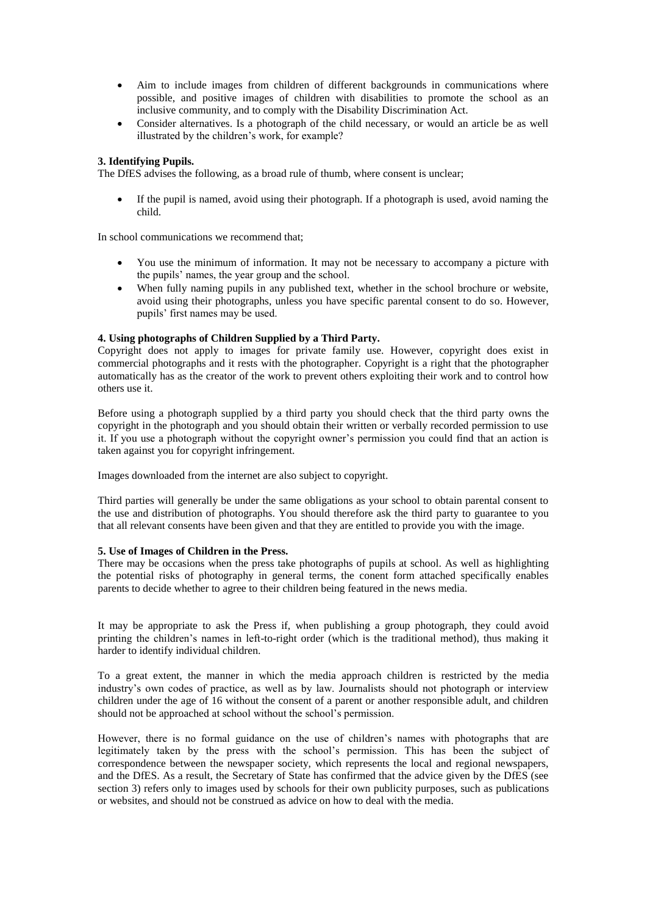- Aim to include images from children of different backgrounds in communications where possible, and positive images of children with disabilities to promote the school as an inclusive community, and to comply with the Disability Discrimination Act.
- Consider alternatives. Is a photograph of the child necessary, or would an article be as well illustrated by the children's work, for example?

**3. Identifying Pupils.**

The DfES advises the following, as a broad rule of thumb, where consent is unclear;

- If the pupil is named, avoid using their photograph. If a photograph is used, avoid naming the child.

In school communications we recommend that;

- You use the minimum of information. It may not be necessary to accompany a picture with the pupils' names, the year group and the school.
- When fully naming pupils in any published text, whether in the school brochure or website, avoid using their photographs, unless you have specific parental consent to do so. However, pupils' first names may be used.

**4. Using photographs of Children Supplied by a Third Party.**

Copyright does not apply to images for private family use. However, copyright does exist in commercial photographs and it rests with the photographer. Copyright is a right that the photographer automatically has as the creator of the work to prevent others exploiting their work and to control how others use it.

Before using a photograph supplied by a third party you should check that the third party owns the copyright in the photograph and you should obtain their written or verbally recorded permission to use it. If you use a photograph without the copyright owner's permission you could find that an action is taken against you for copyright infringement.

Images downloaded from the internet are also subject to copyright.

Third parties will generally be under the same obligations as your school to obtain parental consent to the use and distribution of photographs. You should therefore ask the third party to guarantee to you that all relevant consents have been given and that they are entitled to provide you with the image.

**5. Use of Images of Children in the Press.**

There may be occasions when the press take photographs of pupils at school. As well as highlighting the potential risks of photography in general terms, the conent form attached specifically enables parents to decide whether to agree to their children being featured in the news media.

It may be appropriate to ask the Press if, when publishing a group photograph, they could avoid printing the children's names in left-to-right order (which is the traditional method), thus making it harder to identify individual children.

To a great extent, the manner in which the media approach children is restricted by the media industry's own codes of practice, as well as by law. Journalists should not photograph or interview children under the age of 16 without the consent of a parent or another responsible adult, and children should not be approached at school without the school's permission.

However, there is no formal guidance on the use of children's names with photographs that are legitimately taken by the press with the school's permission. This has been the subject of correspondence between the newspaper society, which represents the local and regional newspapers, and the DfES. As a result, the Secretary of State has confirmed that the advice given by the DfES (see section 3) refers only to images used by schools for their own publicity purposes, such as publications or websites, and should not be construed as advice on how to deal with the media.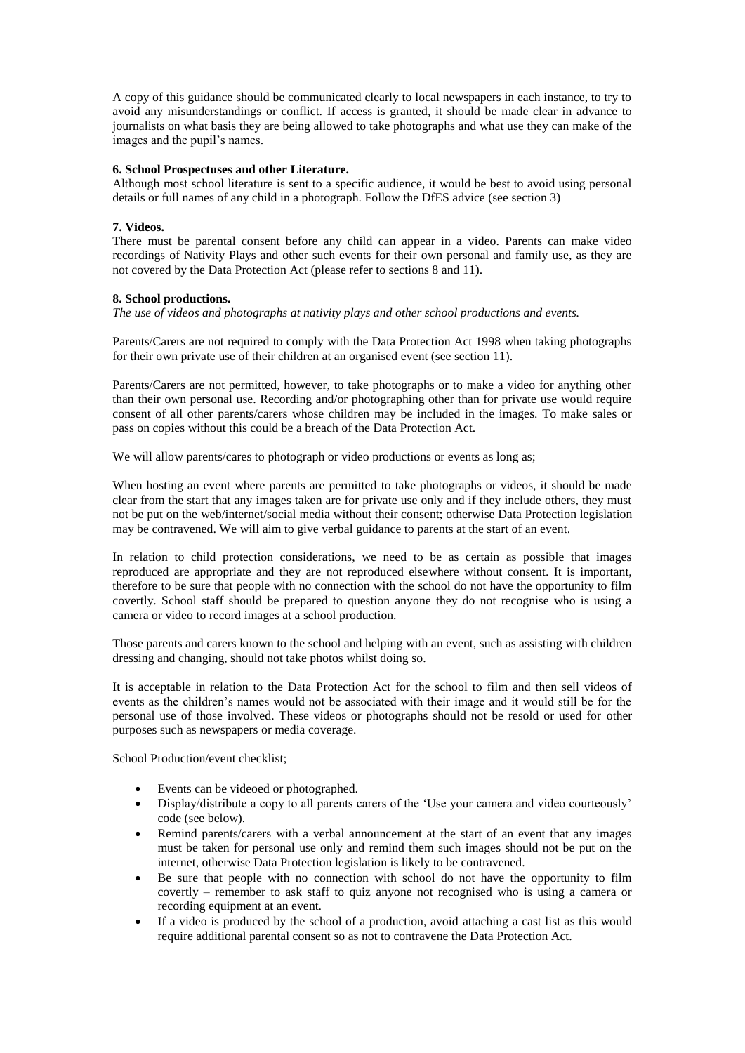A copy of this guidance should be communicated clearly to local newspapers in each instance, to try to avoid any misunderstandings or conflict. If access is granted, it should be made clear in advance to journalists on what basis they are being allowed to take photographs and what use they can make of the images and the pupil's names.

**6. School Prospectuses and other Literature.**

Although most school literature is sent to a specific audience, it would be best to avoid using personal details or full names of any child in a photograph. Follow the DfES advice (see section 3)

**7. Videos.**

There must be parental consent before any child can appear in a video. Parents can make video recordings of Nativity Plays and other such events for their own personal and family use, as they are not covered by the Data Protection Act (please refer to sections 8 and 11).

**8. School productions.**

*The use of videos and photographs at nativity plays and other school productions and events.*

Parents/Carers are not required to comply with the Data Protection Act 1998 when taking photographs for their own private use of their children at an organised event (see section 11).

Parents/Carers are not permitted, however, to take photographs or to make a video for anything other than their own personal use. Recording and/or photographing other than for private use would require consent of all other parents/carers whose children may be included in the images. To make sales or pass on copies without this could be a breach of the Data Protection Act.

We will allow parents/cares to photograph or video productions or events as long as;

When hosting an event where parents are permitted to take photographs or videos, it should be made clear from the start that any images taken are for private use only and if they include others, they must not be put on the web/internet/social media without their consent; otherwise Data Protection legislation may be contravened. We will aim to give verbal guidance to parents at the start of an event.

In relation to child protection considerations, we need to be as certain as possible that images reproduced are appropriate and they are not reproduced elsewhere without consent. It is important, therefore to be sure that people with no connection with the school do not have the opportunity to film covertly. School staff should be prepared to question anyone they do not recognise who is using a camera or video to record images at a school production.

Those parents and carers known to the school and helping with an event, such as assisting with children dressing and changing, should not take photos whilst doing so.

It is acceptable in relation to the Data Protection Act for the school to film and then sell videos of events as the children's names would not be associated with their image and it would still be for the personal use of those involved. These videos or photographs should not be resold or used for other purposes such as newspapers or media coverage.

School Production/event checklist;

- Events can be videoed or photographed.
- Display/distribute a copy to all parents carers of the 'Use your camera and video courteously' code (see below).
- Remind parents/carers with a verbal announcement at the start of an event that any images must be taken for personal use only and remind them such images should not be put on the internet, otherwise Data Protection legislation is likely to be contravened.
- Be sure that people with no connection with school do not have the opportunity to film covertly – remember to ask staff to quiz anyone not recognised who is using a camera or recording equipment at an event.
- If a video is produced by the school of a production, avoid attaching a cast list as this would require additional parental consent so as not to contravene the Data Protection Act.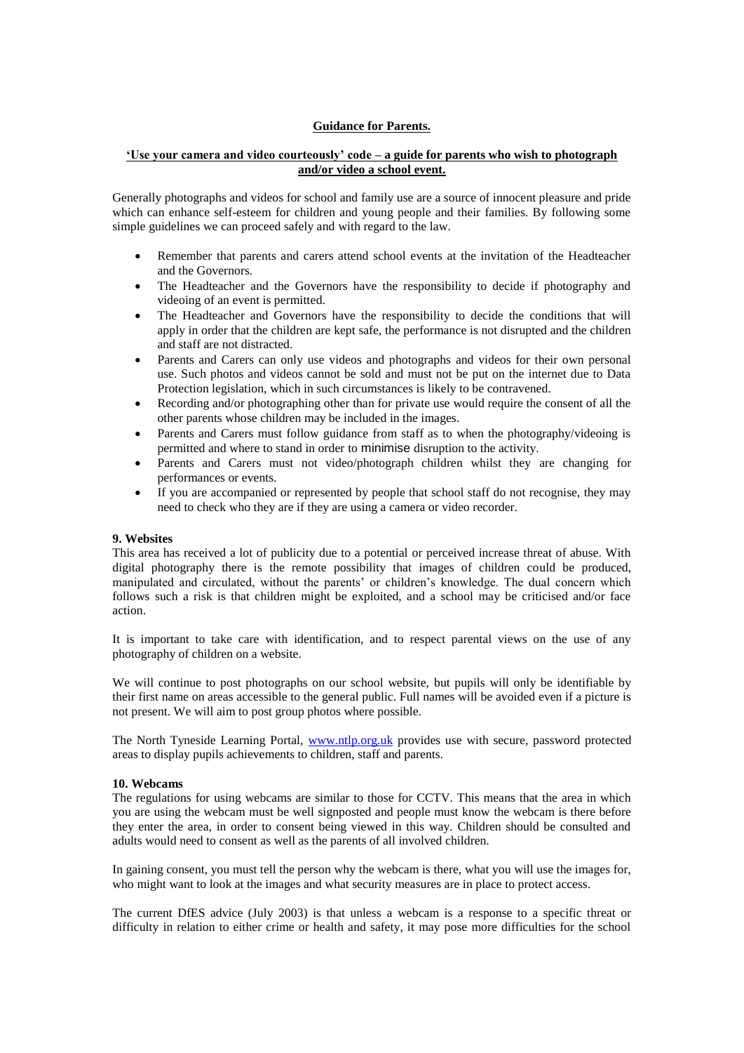**Guidance for Parents.**

**'Use your camera and video courteously' code – a guide for parents who wish to photograph and/or video a school event.**

Generally photographs and videos for school and family use are a source of innocent pleasure and pride which can enhance self-esteem for children and young people and their families. By following some simple guidelines we can proceed safely and with regard to the law.

- Remember that parents and carers attend school events at the invitation of the Headteacher and the Governors.
- The Headteacher and the Governors have the responsibility to decide if photography and videoing of an event is permitted.
- The Headteacher and Governors have the responsibility to decide the conditions that will apply in order that the children are kept safe, the performance is not disrupted and the children and staff are not distracted.
- Parents and Carers can only use videos and photographs and videos for their own personal use. Such photos and videos cannot be sold and must not be put on the internet due to Data Protection legislation, which in such circumstances is likely to be contravened.
- Recording and/or photographing other than for private use would require the consent of all the other parents whose children may be included in the images.
- Parents and Carers must follow guidance from staff as to when the photography/videoing is permitted and where to stand in order to minimise disruption to the activity.
- Parents and Carers must not video/photograph children whilst they are changing for performances or events.
- If you are accompanied or represented by people that school staff do not recognise, they may need to check who they are if they are using a camera or video recorder.

**9. Websites**

This area has received a lot of publicity due to a potential or perceived increase threat of abuse. With digital photography there is the remote possibility that images of children could be produced, manipulated and circulated, without the parents' or children's knowledge. The dual concern which follows such a risk is that children might be exploited, and a school may be criticised and/or face action.

It is important to take care with identification, and to respect parental views on the use of any photography of children on a website.

We will continue to post photographs on our school website, but pupils will only be identifiable by their first name on areas accessible to the general public. Full names will be avoided even if a picture is not present. We will aim to post group photos where possible.

The North Tyneside Learning Portal, [www.ntlp.org.uk](http://www.ntlp.org.uk) provides use with secure, password protected areas to display pupils achievements to children, staff and parents.

**10. Webcams**

The regulations for using webcams are similar to those for CCTV. This means that the area in which you are using the webcam must be well signposted and people must know the webcam is there before they enter the area, in order to consent being viewed in this way. Children should be consulted and adults would need to consent as well as the parents of all involved children.

In gaining consent, you must tell the person why the webcam is there, what you will use the images for, who might want to look at the images and what security measures are in place to protect access.

The current DfES advice (July 2003) is that unless a webcam is a response to a specific threat or difficulty in relation to either crime or health and safety, it may pose more difficulties for the school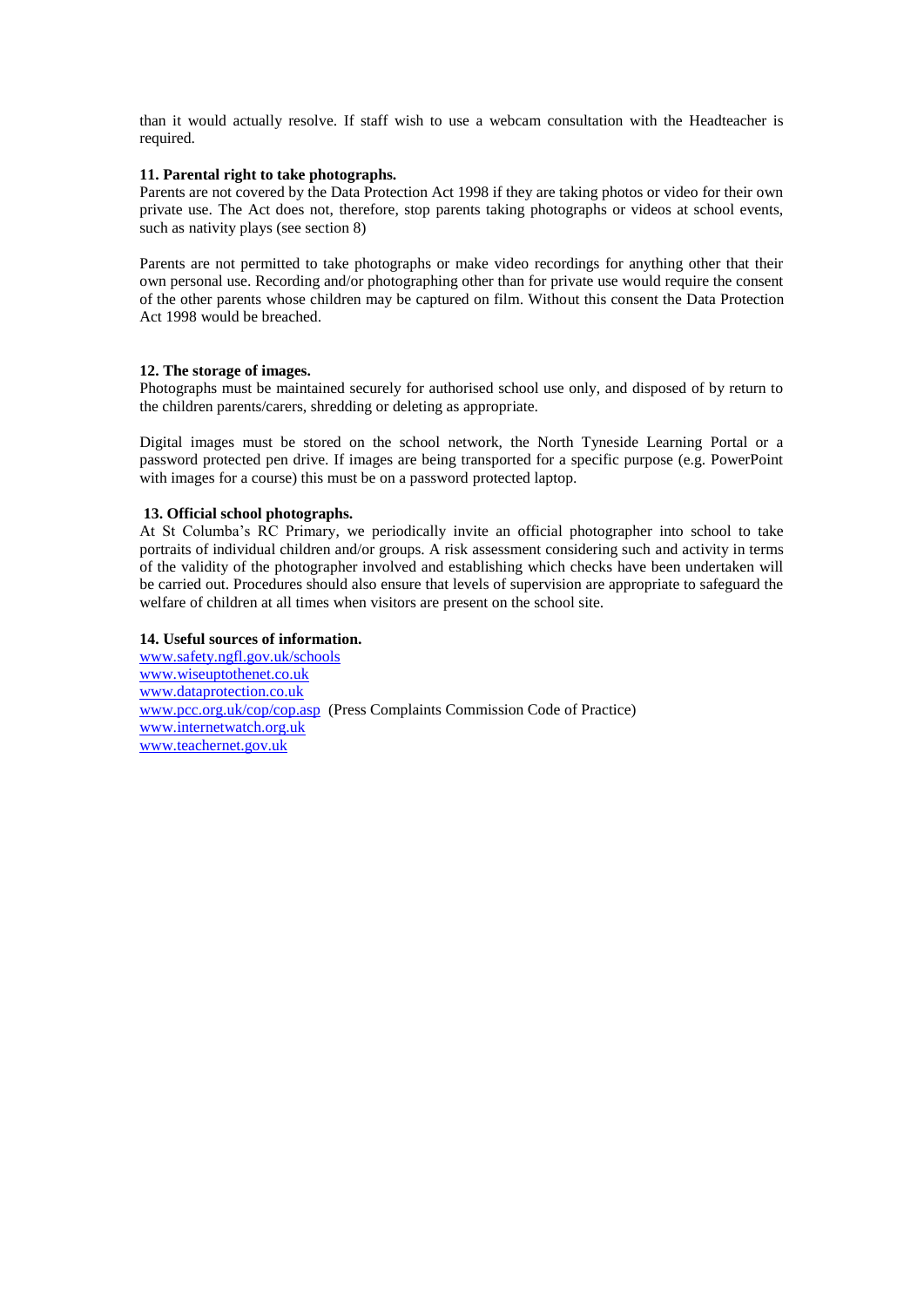than it would actually resolve. If staff wish to use a webcam consultation with the Headteacher is required.

**11. Parental right to take photographs.**

Parents are not covered by the Data Protection Act 1998 if they are taking photos or video for their own private use. The Act does not, therefore, stop parents taking photographs or videos at school events, such as nativity plays (see section 8)

Parents are not permitted to take photographs or make video recordings for anything other that their own personal use. Recording and/or photographing other than for private use would require the consent of the other parents whose children may be captured on film. Without this consent the Data Protection Act 1998 would be breached.

**12. The storage of images.**

Photographs must be maintained securely for authorised school use only, and disposed of by return to the children parents/carers, shredding or deleting as appropriate.

Digital images must be stored on the school network, the North Tyneside Learning Portal or a password protected pen drive. If images are being transported for a specific purpose (e.g. PowerPoint with images for a course) this must be on a password protected laptop.

**13. Official school photographs.**

At St Columba's RC Primary, we periodically invite an official photographer into school to take portraits of individual children and/or groups. A risk assessment considering such and activity in terms of the validity of the photographer involved and establishing which checks have been undertaken will be carried out. Procedures should also ensure that levels of supervision are appropriate to safeguard the welfare of children at all times when visitors are present on the school site.

**14. Useful sources of information.**

www.safety.ngfl.gov.uk/schools
www.wiseuptothenet.co.uk
www.dataprotection.co.uk
www.pcc.org.uk/cop/cop.asp (Press Complaints Commission Code of Practice)
www.internetwatch.org.uk
www.teachernet.gov.uk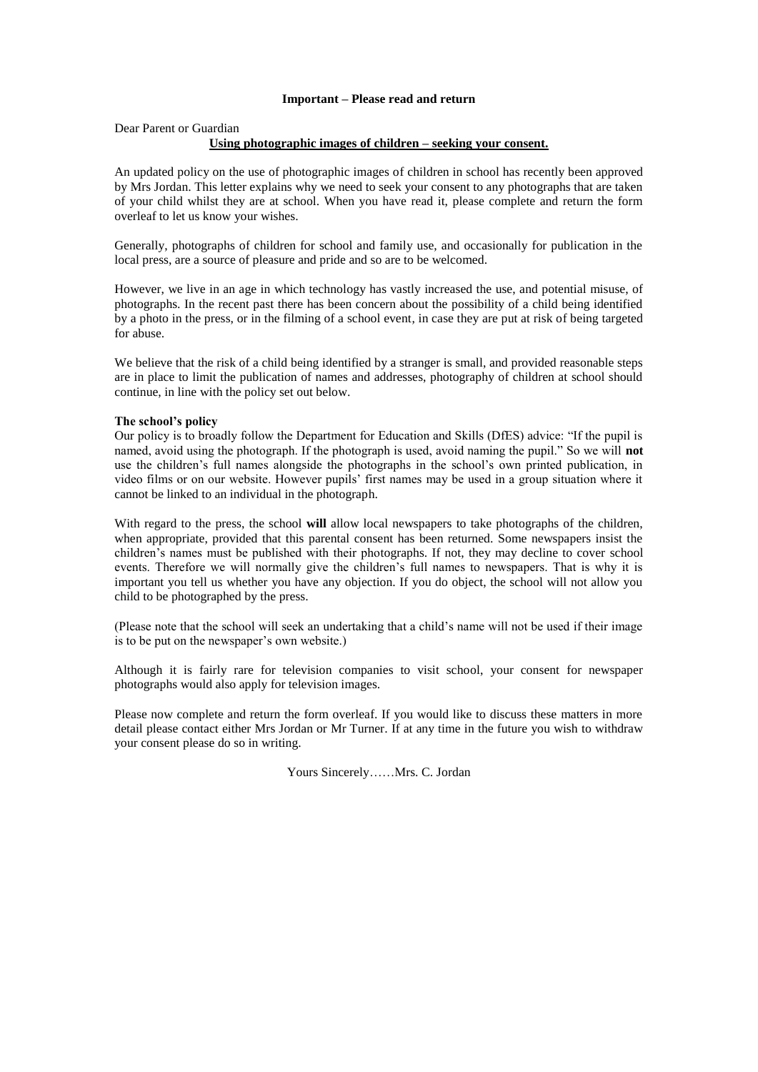**Important – Please read and return**

Dear Parent or Guardian

**Using photographic images of children – seeking your consent.**

An updated policy on the use of photographic images of children in school has recently been approved by Mrs Jordan. This letter explains why we need to seek your consent to any photographs that are taken of your child whilst they are at school. When you have read it, please complete and return the form overleaf to let us know your wishes.

Generally, photographs of children for school and family use, and occasionally for publication in the local press, are a source of pleasure and pride and so are to be welcomed.

However, we live in an age in which technology has vastly increased the use, and potential misuse, of photographs. In the recent past there has been concern about the possibility of a child being identified by a photo in the press, or in the filming of a school event, in case they are put at risk of being targeted for abuse.

We believe that the risk of a child being identified by a stranger is small, and provided reasonable steps are in place to limit the publication of names and addresses, photography of children at school should continue, in line with the policy set out below.

**The school's policy**

Our policy is to broadly follow the Department for Education and Skills (DfES) advice: "If the pupil is named, avoid using the photograph. If the photograph is used, avoid naming the pupil." So we will **not** use the children's full names alongside the photographs in the school's own printed publication, in video films or on our website. However pupils' first names may be used in a group situation where it cannot be linked to an individual in the photograph.

With regard to the press, the school **will** allow local newspapers to take photographs of the children, when appropriate, provided that this parental consent has been returned. Some newspapers insist the children's names must be published with their photographs. If not, they may decline to cover school events. Therefore we will normally give the children's full names to newspapers. That is why it is important you tell us whether you have any objection. If you do object, the school will not allow you child to be photographed by the press.

(Please note that the school will seek an undertaking that a child's name will not be used if their image is to be put on the newspaper's own website.)

Although it is fairly rare for television companies to visit school, your consent for newspaper photographs would also apply for television images.

Please now complete and return the form overleaf. If you would like to discuss these matters in more detail please contact either Mrs Jordan or Mr Turner. If at any time in the future you wish to withdraw your consent please do so in writing.

Yours Sincerely……Mrs. C. Jordan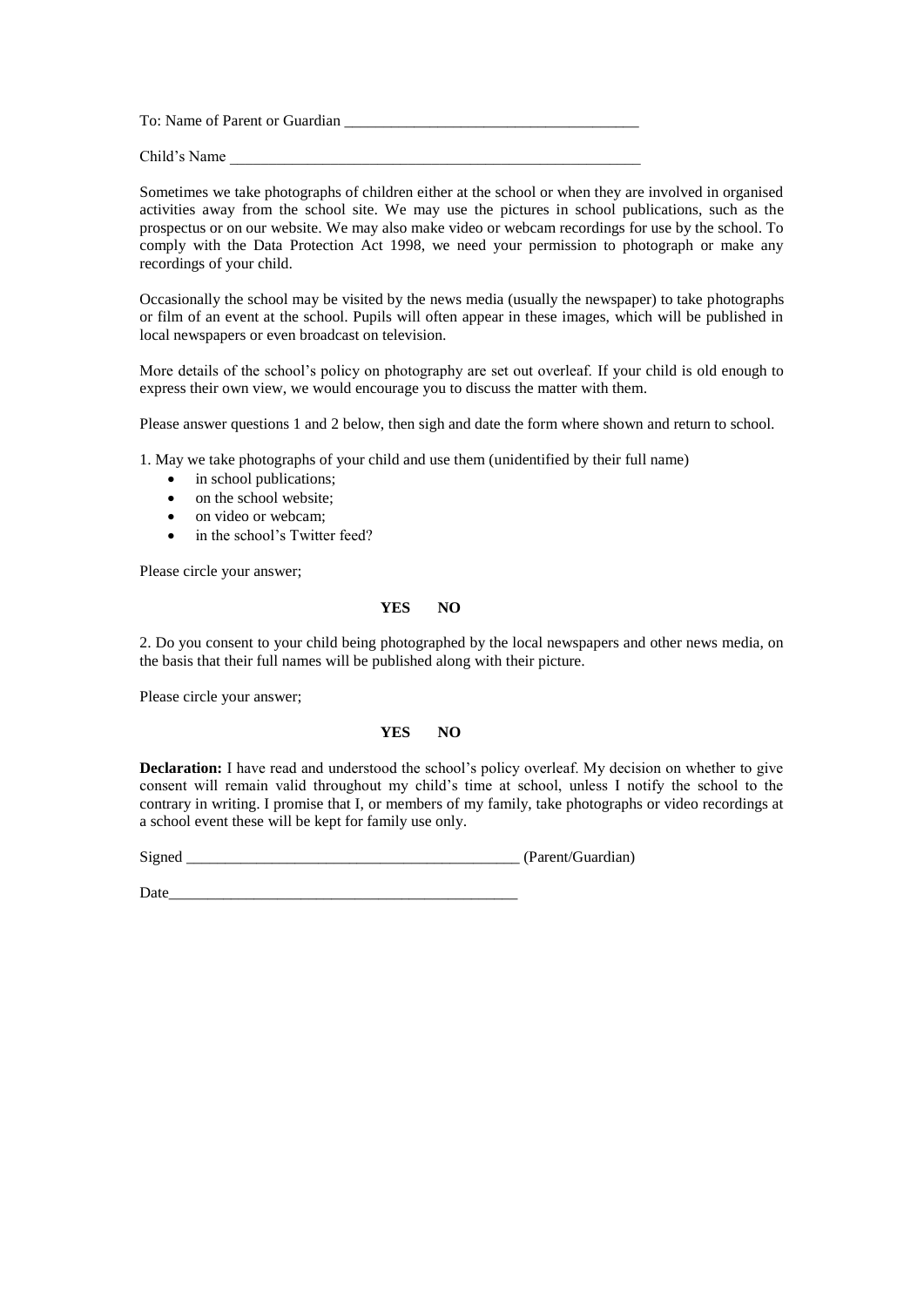To: Name of Parent or Guardian ______________________________________

Child's Name ______________________________________________________

Sometimes we take photographs of children either at the school or when they are involved in organised activities away from the school site. We may use the pictures in school publications, such as the prospectus or on our website. We may also make video or webcam recordings for use by the school. To comply with the Data Protection Act 1998, we need your permission to photograph or make any recordings of your child.

Occasionally the school may be visited by the news media (usually the newspaper) to take photographs or film of an event at the school. Pupils will often appear in these images, which will be published in local newspapers or even broadcast on television.

More details of the school's policy on photography are set out overleaf. If your child is old enough to express their own view, we would encourage you to discuss the matter with them.

Please answer questions 1 and 2 below, then sigh and date the form where shown and return to school.

1. May we take photographs of your child and use them (unidentified by their full name)

- in school publications;
- on the school website;
- on video or webcam;
- in the school's Twitter feed?

Please circle your answer;

**YES NO**

2. Do you consent to your child being photographed by the local newspapers and other news media, on the basis that their full names will be published along with their picture.

Please circle your answer;

**YES NO**

**Declaration:** I have read and understood the school's policy overleaf. My decision on whether to give consent will remain valid throughout my child's time at school, unless I notify the school to the contrary in writing. I promise that I, or members of my family, take photographs or video recordings at a school event these will be kept for family use only.

Signed ___________________________________________ (Parent/Guardian)

Date______________________________________________